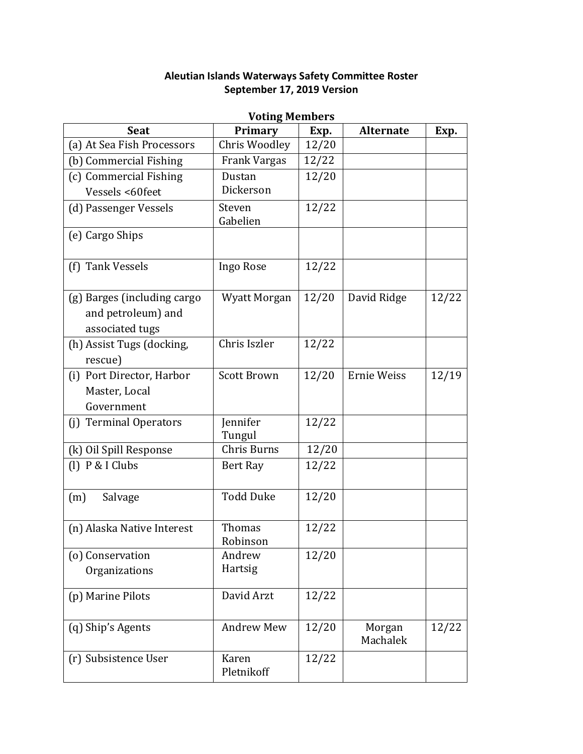**Aleutian Islands Waterways Safety Committee Roster**
**September 17, 2019 Version**

**Voting Members**

| Seat | Primary | Exp. | Alternate | Exp. |
|---|---|---|---|---|
| (a) At Sea Fish Processors | Chris Woodley | 12/20 | | |
| (b) Commercial Fishing | Frank Vargas | 12/22 | | |
| (c) Commercial Fishing Vessels <60feet | Dustan Dickerson | 12/20 | | |
| (d) Passenger Vessels | Steven Gabelien | 12/22 | | |
| (e) Cargo Ships | | | | |
| (f) Tank Vessels | Ingo Rose | 12/22 | | |
| (g) Barges (including cargo and petroleum) and associated tugs | Wyatt Morgan | 12/20 | David Ridge | 12/22 |
| (h) Assist Tugs (docking, rescue) | Chris Iszler | 12/22 | | |
| (i) Port Director, Harbor Master, Local Government | Scott Brown | 12/20 | Ernie Weiss | 12/19 |
| (j) Terminal Operators | Jennifer Tungul | 12/22 | | |
| (k) Oil Spill Response | Chris Burns | 12/20 | | |
| (l) P & I Clubs | Bert Ray | 12/22 | | |
| (m) Salvage | Todd Duke | 12/20 | | |
| (n) Alaska Native Interest | Thomas Robinson | 12/22 | | |
| (o) Conservation Organizations | Andrew Hartsig | 12/20 | | |
| (p) Marine Pilots | David Arzt | 12/22 | | |
| (q) Ship's Agents | Andrew Mew | 12/20 | Morgan Machalek | 12/22 |
| (r) Subsistence User | Karen Pletnikoff | 12/22 | | |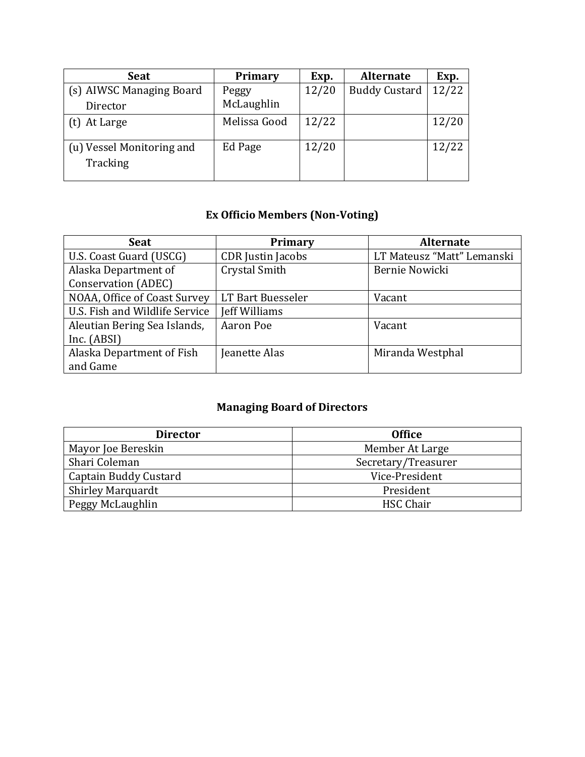| Seat | Primary | Exp. | Alternate | Exp. |
| --- | --- | --- | --- | --- |
| (s) AIWSC Managing Board Director | Peggy McLaughlin | 12/20 | Buddy Custard | 12/22 |
| (t) At Large | Melissa Good | 12/22 | | 12/20 |
| (u) Vessel Monitoring and Tracking | Ed Page | 12/20 | | 12/22 |

## Ex Officio Members (Non-Voting)

| Seat | Primary | Alternate |
| --- | --- | --- |
| U.S. Coast Guard (USCG) | CDR Justin Jacobs | LT Mateusz "Matt" Lemanski |
| Alaska Department of Conservation (ADEC) | Crystal Smith | Bernie Nowicki |
| NOAA, Office of Coast Survey | LT Bart Buesseler | Vacant |
| U.S. Fish and Wildlife Service | Jeff Williams | |
| Aleutian Bering Sea Islands, Inc. (ABSI) | Aaron Poe | Vacant |
| Alaska Department of Fish and Game | Jeanette Alas | Miranda Westphal |

## Managing Board of Directors

| Director | Office |
| --- | --- |
| Mayor Joe Bereskin | Member At Large |
| Shari Coleman | Secretary/Treasurer |
| Captain Buddy Custard | Vice-President |
| Shirley Marquardt | President |
| Peggy McLaughlin | HSC Chair |